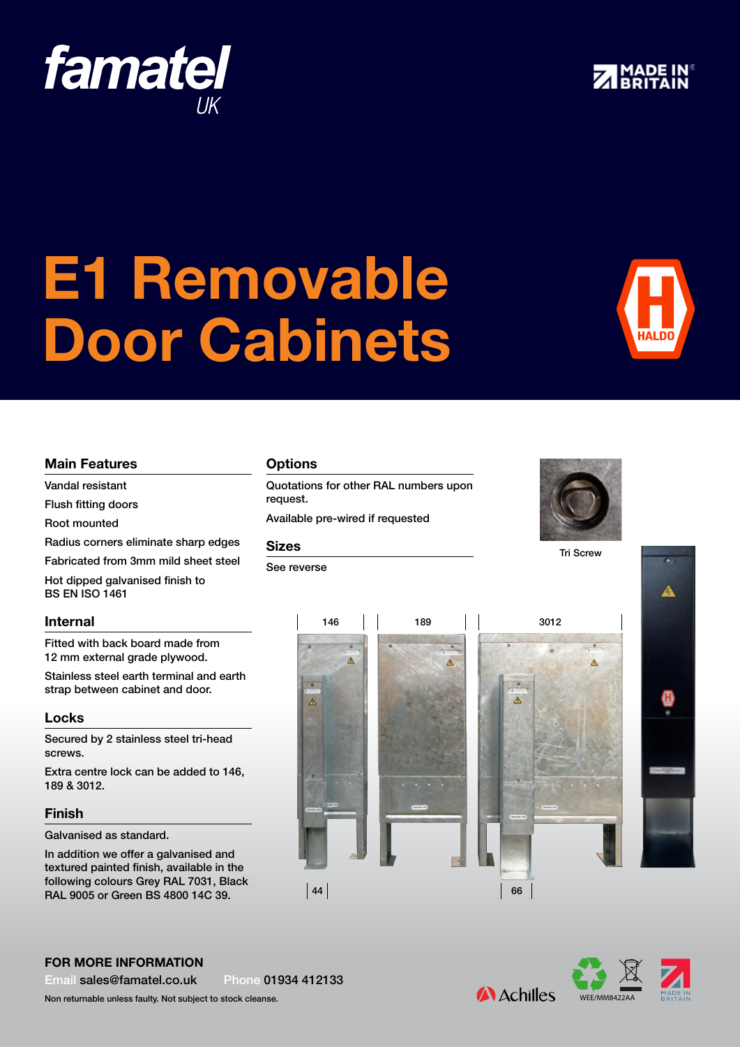famatel UK

MADE IN BRITAIN

# E1 Removable Door Cabinets

HALDO

## Main Features

Vandal resistant

Flush fitting doors

Root mounted

Radius corners eliminate sharp edges

Fabricated from 3mm mild sheet steel

Hot dipped galvanised finish to BS EN ISO 1461

## Internal

Fitted with back board made from 12 mm external grade plywood.

Stainless steel earth terminal and earth strap between cabinet and door.

## Locks

Secured by 2 stainless steel tri-head screws.

Extra centre lock can be added to 146, 189 & 3012.

## Finish

Galvanised as standard.

In addition we offer a galvanised and textured painted finish, available in the following colours Grey RAL 7031, Black RAL 9005 or Green BS 4800 14C 39.

## Options

Quotations for other RAL numbers upon request.

Available pre-wired if requested

## Sizes

See reverse

Tri Screw

146 | 189 | 3012

44 | 66

**FOR MORE INFORMATION**

Email sales@famatel.co.uk Phone 01934 412133

Non returnable unless faulty. Not subject to stock cleanse.

Achilles

WEE/MM8422AA

MADE IN BRITAIN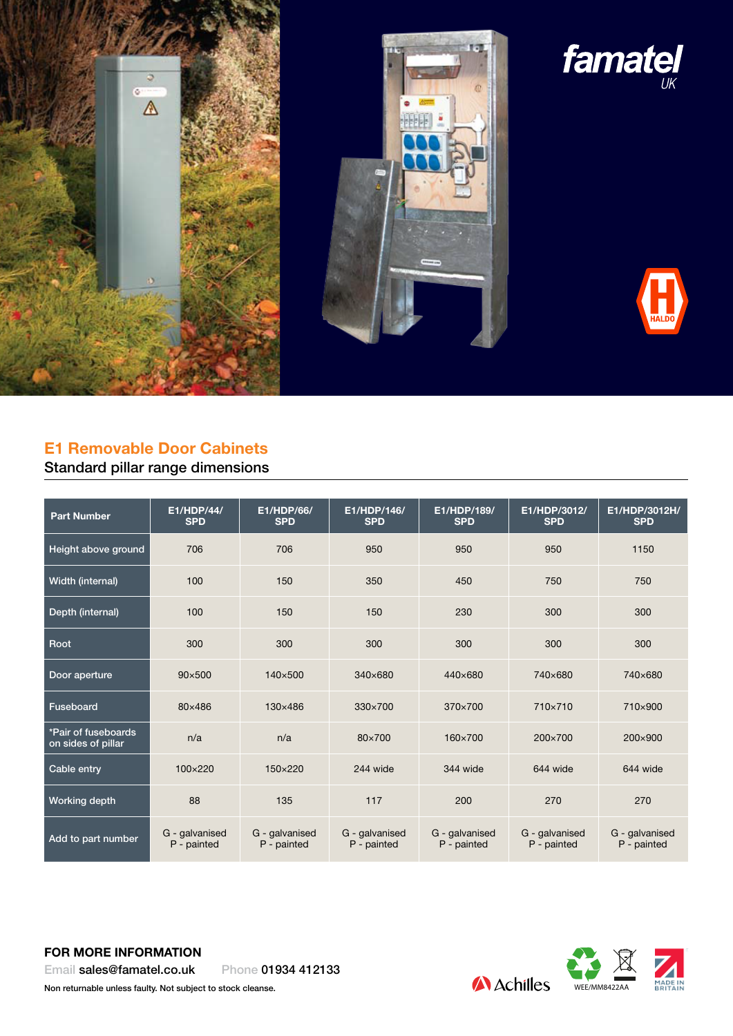## E1 Removable Door Cabinets

Standard pillar range dimensions

| Part Number | E1/HDP/44/ SPD | E1/HDP/66/ SPD | E1/HDP/146/ SPD | E1/HDP/189/ SPD | E1/HDP/3012/ SPD | E1/HDP/3012H/ SPD |
|---|---|---|---|---|---|---|
| Height above ground | 706 | 706 | 950 | 950 | 950 | 1150 |
| Width (internal) | 100 | 150 | 350 | 450 | 750 | 750 |
| Depth (internal) | 100 | 150 | 150 | 230 | 300 | 300 |
| Root | 300 | 300 | 300 | 300 | 300 | 300 |
| Door aperture | 90×500 | 140×500 | 340×680 | 440×680 | 740×680 | 740×680 |
| Fuseboard | 80×486 | 130×486 | 330×700 | 370×700 | 710×710 | 710×900 |
| *Pair of fuseboards on sides of pillar | n/a | n/a | 80×700 | 160×700 | 200×700 | 200×900 |
| Cable entry | 100×220 | 150×220 | 244 wide | 344 wide | 644 wide | 644 wide |
| Working depth | 88 | 135 | 117 | 200 | 270 | 270 |
| Add to part number | G - galvanised P - painted | G - galvanised P - painted | G - galvanised P - painted | G - galvanised P - painted | G - galvanised P - painted | G - galvanised P - painted |

**FOR MORE INFORMATION**

Email sales@famatel.co.uk Phone 01934 412133

Non returnable unless faulty. Not subject to stock cleanse.

WEE/MM8422AA